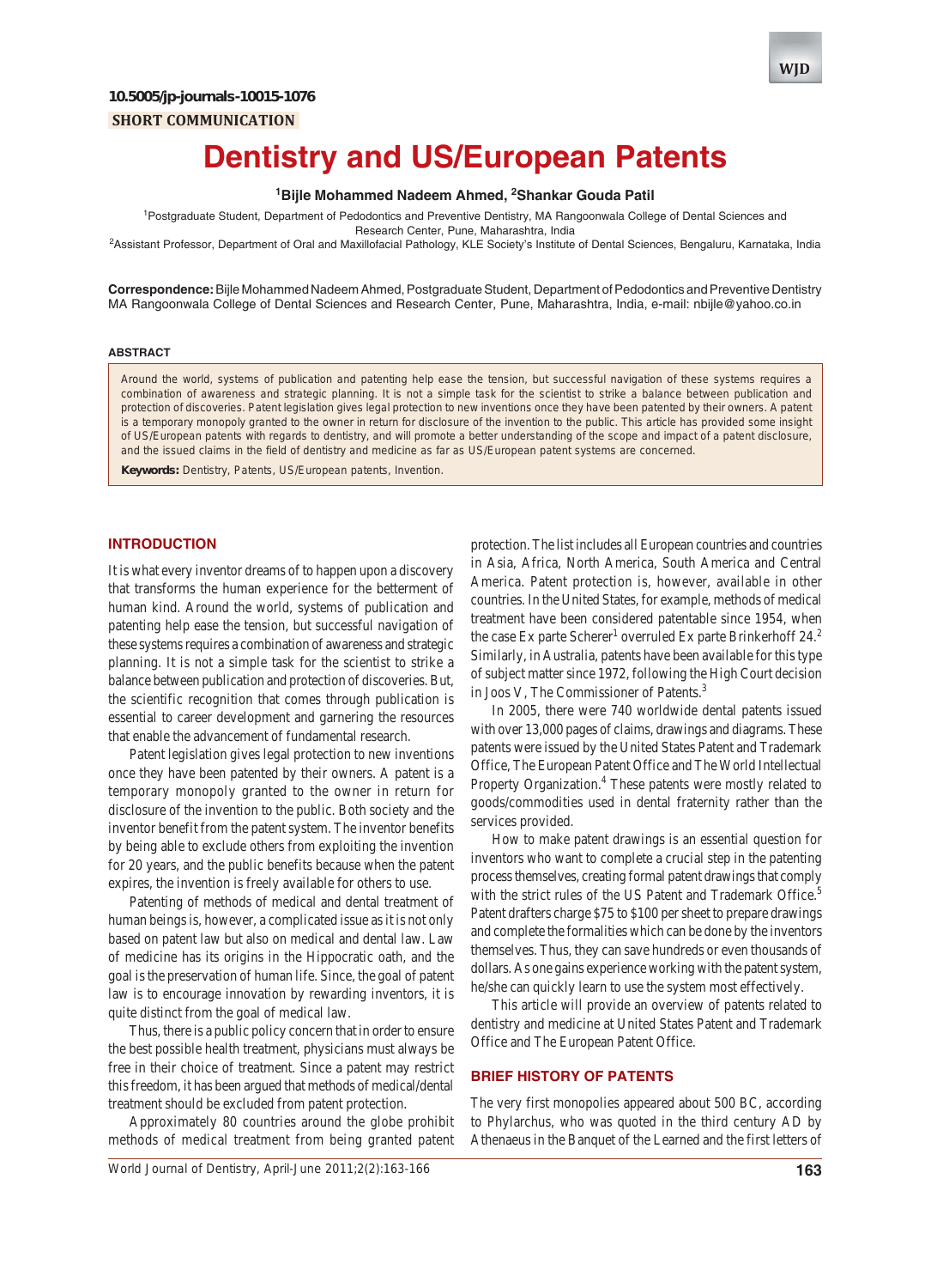10.5005/jp-journals-10015-1076

SHORT COMMUNICATION

# Dentistry and US/European Patents

[1]Bijle Mohammed Nadeem Ahmed, [2]Shankar Gouda Patil

[1]Postgraduate Student, Department of Pedodontics and Preventive Dentistry, MA Rangoonwala College of Dental Sciences and Research Center, Pune, Maharashtra, India

[2]Assistant Professor, Department of Oral and Maxillofacial Pathology, KLE Society's Institute of Dental Sciences, Bengaluru, Karnataka, India

**Correspondence:** Bijle Mohammed Nadeem Ahmed, Postgraduate Student, Department of Pedodontics and Preventive Dentistry MA Rangoonwala College of Dental Sciences and Research Center, Pune, Maharashtra, India, e-mail: nbijle@yahoo.co.in

## ABSTRACT

Around the world, systems of publication and patenting help ease the tension, but successful navigation of these systems requires a combination of awareness and strategic planning. It is not a simple task for the scientist to strike a balance between publication and protection of discoveries. Patent legislation gives legal protection to new inventions once they have been patented by their owners. A patent is a temporary monopoly granted to the owner in return for disclosure of the invention to the public. This article has provided some insight of US/European patents with regards to dentistry, and will promote a better understanding of the scope and impact of a patent disclosure, and the issued claims in the field of dentistry and medicine as far as US/European patent systems are concerned.

**Keywords:** Dentistry, Patents, US/European patents, Invention.

## INTRODUCTION

It is what every inventor dreams of to happen upon a discovery that transforms the human experience for the betterment of human kind. Around the world, systems of publication and patenting help ease the tension, but successful navigation of these systems requires a combination of awareness and strategic planning. It is not a simple task for the scientist to strike a balance between publication and protection of discoveries. But, the scientific recognition that comes through publication is essential to career development and garnering the resources that enable the advancement of fundamental research.

Patent legislation gives legal protection to new inventions once they have been patented by their owners. A patent is a temporary monopoly granted to the owner in return for disclosure of the invention to the public. Both society and the inventor benefit from the patent system. The inventor benefits by being able to exclude others from exploiting the invention for 20 years, and the public benefits because when the patent expires, the invention is freely available for others to use.

Patenting of methods of medical and dental treatment of human beings is, however, a complicated issue as it is not only based on patent law but also on medical and dental law. Law of medicine has its origins in the Hippocratic oath, and the goal is the preservation of human life. Since, the goal of patent law is to encourage innovation by rewarding inventors, it is quite distinct from the goal of medical law.

Thus, there is a public policy concern that in order to ensure the best possible health treatment, physicians must always be free in their choice of treatment. Since a patent may restrict this freedom, it has been argued that methods of medical/dental treatment should be excluded from patent protection.

Approximately 80 countries around the globe prohibit methods of medical treatment from being granted patent protection. The list includes all European countries and countries in Asia, Africa, North America, South America and Central America. Patent protection is, however, available in other countries. In the United States, for example, methods of medical treatment have been considered patentable since 1954, when the case Ex parte Scherer[1] overruled Ex parte Brinkerhoff 24.[2] Similarly, in Australia, patents have been available for this type of subject matter since 1972, following the High Court decision in Joos V, The Commissioner of Patents.[3]

In 2005, there were 740 worldwide dental patents issued with over 13,000 pages of claims, drawings and diagrams. These patents were issued by the United States Patent and Trademark Office, The European Patent Office and The World Intellectual Property Organization.[4] These patents were mostly related to goods/commodities used in dental fraternity rather than the services provided.

How to make patent drawings is an essential question for inventors who want to complete a crucial step in the patenting process themselves, creating formal patent drawings that comply with the strict rules of the US Patent and Trademark Office.[5] Patent drafters charge $75 to $100 per sheet to prepare drawings and complete the formalities which can be done by the inventors themselves. Thus, they can save hundreds or even thousands of dollars. As one gains experience working with the patent system, he/she can quickly learn to use the system most effectively.

This article will provide an overview of patents related to dentistry and medicine at United States Patent and Trademark Office and The European Patent Office.

## BRIEF HISTORY OF PATENTS

The very first monopolies appeared about 500 BC, according to Phylarchus, who was quoted in the third century AD by Athenaeus in the Banquet of the Learned and the first letters of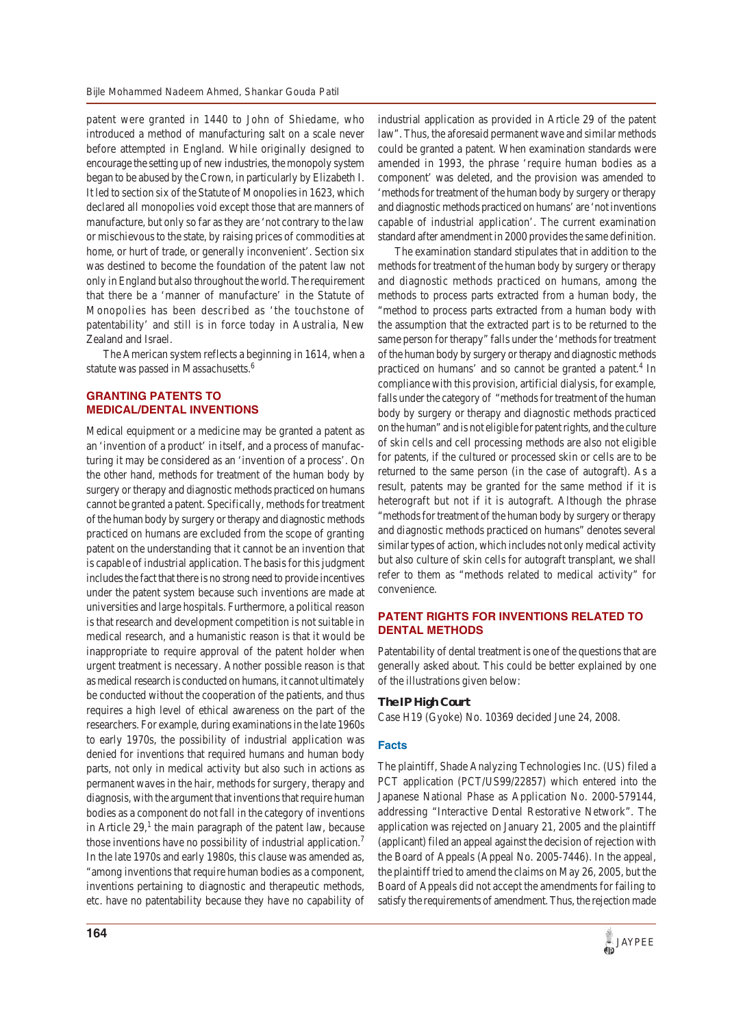patent were granted in 1440 to John of Shiedame, who introduced a method of manufacturing salt on a scale never before attempted in England. While originally designed to encourage the setting up of new industries, the monopoly system began to be abused by the Crown, in particularly by Elizabeth I. It led to section six of the Statute of Monopolies in 1623, which declared all monopolies void except those that are manners of manufacture, but only so far as they are 'not contrary to the law or mischievous to the state, by raising prices of commodities at home, or hurt of trade, or generally inconvenient'. Section six was destined to become the foundation of the patent law not only in England but also throughout the world. The requirement that there be a 'manner of manufacture' in the Statute of Monopolies has been described as 'the touchstone of patentability' and still is in force today in Australia, New Zealand and Israel.

The American system reflects a beginning in 1614, when a statute was passed in Massachusetts.[6]

## GRANTING PATENTS TO MEDICAL/DENTAL INVENTIONS

Medical equipment or a medicine may be granted a patent as an 'invention of a product' in itself, and a process of manufacturing it may be considered as an 'invention of a process'. On the other hand, methods for treatment of the human body by surgery or therapy and diagnostic methods practiced on humans cannot be granted a patent. Specifically, methods for treatment of the human body by surgery or therapy and diagnostic methods practiced on humans are excluded from the scope of granting patent on the understanding that it cannot be an invention that is capable of industrial application. The basis for this judgment includes the fact that there is no strong need to provide incentives under the patent system because such inventions are made at universities and large hospitals. Furthermore, a political reason is that research and development competition is not suitable in medical research, and a humanistic reason is that it would be inappropriate to require approval of the patent holder when urgent treatment is necessary. Another possible reason is that as medical research is conducted on humans, it cannot ultimately be conducted without the cooperation of the patients, and thus requires a high level of ethical awareness on the part of the researchers. For example, during examinations in the late 1960s to early 1970s, the possibility of industrial application was denied for inventions that required humans and human body parts, not only in medical activity but also such in actions as permanent waves in the hair, methods for surgery, therapy and diagnosis, with the argument that inventions that require human bodies as a component do not fall in the category of inventions in Article 29,[1] the main paragraph of the patent law, because those inventions have no possibility of industrial application.[7] In the late 1970s and early 1980s, this clause was amended as, "among inventions that require human bodies as a component, inventions pertaining to diagnostic and therapeutic methods, etc. have no patentability because they have no capability of industrial application as provided in Article 29 of the patent law". Thus, the aforesaid permanent wave and similar methods could be granted a patent. When examination standards were amended in 1993, the phrase 'require human bodies as a component' was deleted, and the provision was amended to 'methods for treatment of the human body by surgery or therapy and diagnostic methods practiced on humans' are 'not inventions capable of industrial application'. The current examination standard after amendment in 2000 provides the same definition.

The examination standard stipulates that in addition to the methods for treatment of the human body by surgery or therapy and diagnostic methods practiced on humans, among the methods to process parts extracted from a human body, the "method to process parts extracted from a human body with the assumption that the extracted part is to be returned to the same person for therapy" falls under the 'methods for treatment of the human body by surgery or therapy and diagnostic methods practiced on humans' and so cannot be granted a patent.[4] In compliance with this provision, artificial dialysis, for example, falls under the category of "methods for treatment of the human body by surgery or therapy and diagnostic methods practiced on the human" and is not eligible for patent rights, and the culture of skin cells and cell processing methods are also not eligible for patents, if the cultured or processed skin or cells are to be returned to the same person (in the case of autograft). As a result, patents may be granted for the same method if it is heterograft but not if it is autograft. Although the phrase "methods for treatment of the human body by surgery or therapy and diagnostic methods practiced on humans" denotes several similar types of action, which includes not only medical activity but also culture of skin cells for autograft transplant, we shall refer to them as "methods related to medical activity" for convenience.

## PATENT RIGHTS FOR INVENTIONS RELATED TO DENTAL METHODS

Patentability of dental treatment is one of the questions that are generally asked about. This could be better explained by one of the illustrations given below:

### The IP High Court

Case H19 (Gyoke) No. 10369 decided June 24, 2008.

### Facts

The plaintiff, Shade Analyzing Technologies Inc. (US) filed a PCT application (PCT/US99/22857) which entered into the Japanese National Phase as Application No. 2000-579144, addressing "Interactive Dental Restorative Network". The application was rejected on January 21, 2005 and the plaintiff (applicant) filed an appeal against the decision of rejection with the Board of Appeals (Appeal No. 2005-7446). In the appeal, the plaintiff tried to amend the claims on May 26, 2005, but the Board of Appeals did not accept the amendments for failing to satisfy the requirements of amendment. Thus, the rejection made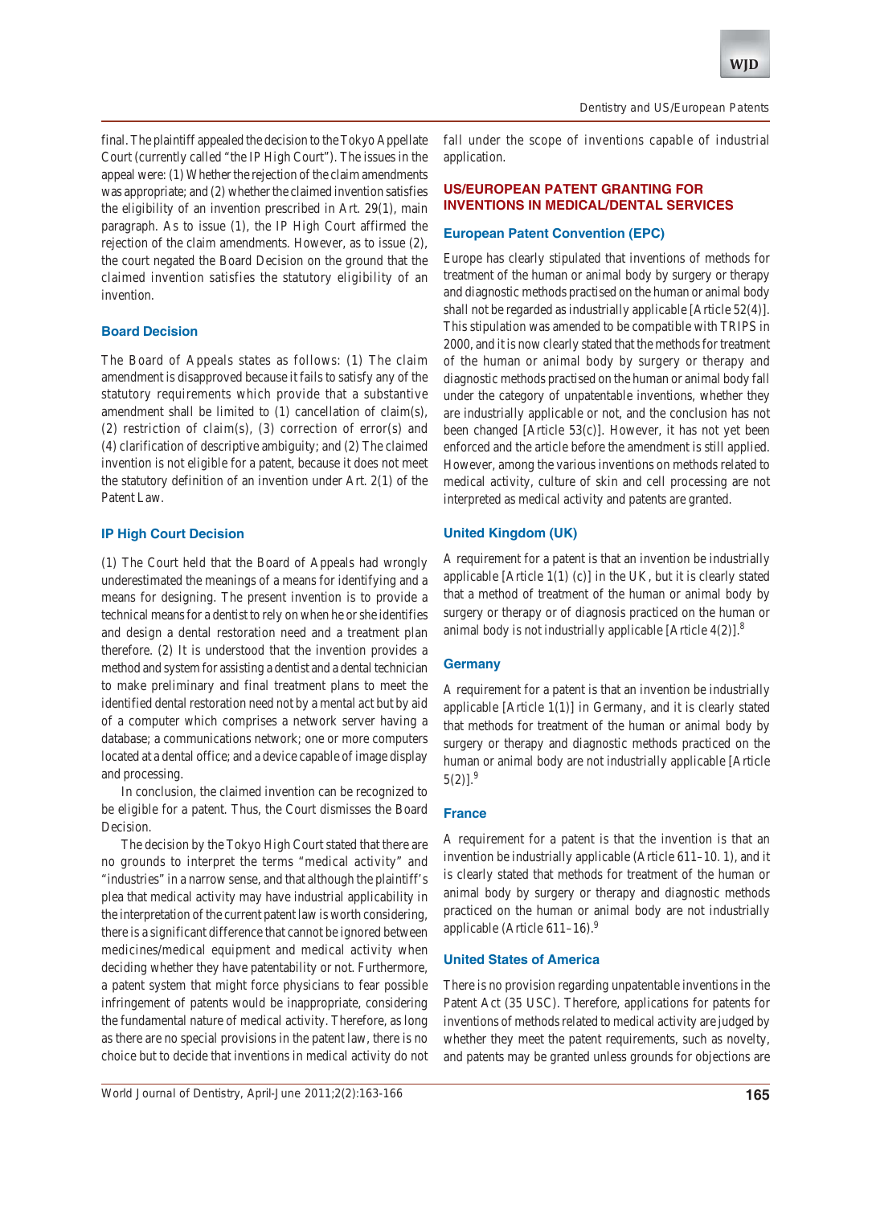final. The plaintiff appealed the decision to the Tokyo Appellate Court (currently called "the IP High Court"). The issues in the appeal were: (1) Whether the rejection of the claim amendments was appropriate; and (2) whether the claimed invention satisfies the eligibility of an invention prescribed in Art. 29(1), main paragraph. As to issue (1), the IP High Court affirmed the rejection of the claim amendments. However, as to issue (2), the court negated the Board Decision on the ground that the claimed invention satisfies the statutory eligibility of an invention.

### Board Decision

The Board of Appeals states as follows: (1) The claim amendment is disapproved because it fails to satisfy any of the statutory requirements which provide that a substantive amendment shall be limited to (1) cancellation of claim(s), (2) restriction of claim(s), (3) correction of error(s) and (4) clarification of descriptive ambiguity; and (2) The claimed invention is not eligible for a patent, because it does not meet the statutory definition of an invention under Art. 2(1) of the Patent Law.

### IP High Court Decision

(1) The Court held that the Board of Appeals had wrongly underestimated the meanings of a means for identifying and a means for designing. The present invention is to provide a technical means for a dentist to rely on when he or she identifies and design a dental restoration need and a treatment plan therefore. (2) It is understood that the invention provides a method and system for assisting a dentist and a dental technician to make preliminary and final treatment plans to meet the identified dental restoration need not by a mental act but by aid of a computer which comprises a network server having a database; a communications network; one or more computers located at a dental office; and a device capable of image display and processing.

In conclusion, the claimed invention can be recognized to be eligible for a patent. Thus, the Court dismisses the Board Decision.

The decision by the Tokyo High Court stated that there are no grounds to interpret the terms "medical activity" and "industries" in a narrow sense, and that although the plaintiff's plea that medical activity may have industrial applicability in the interpretation of the current patent law is worth considering, there is a significant difference that cannot be ignored between medicines/medical equipment and medical activity when deciding whether they have patentability or not. Furthermore, a patent system that might force physicians to fear possible infringement of patents would be inappropriate, considering the fundamental nature of medical activity. Therefore, as long as there are no special provisions in the patent law, there is no choice but to decide that inventions in medical activity do not fall under the scope of inventions capable of industrial application.

## US/EUROPEAN PATENT GRANTING FOR INVENTIONS IN MEDICAL/DENTAL SERVICES

### European Patent Convention (EPC)

Europe has clearly stipulated that inventions of methods for treatment of the human or animal body by surgery or therapy and diagnostic methods practised on the human or animal body shall not be regarded as industrially applicable [Article 52(4)]. This stipulation was amended to be compatible with TRIPS in 2000, and it is now clearly stated that the methods for treatment of the human or animal body by surgery or therapy and diagnostic methods practised on the human or animal body fall under the category of unpatentable inventions, whether they are industrially applicable or not, and the conclusion has not been changed [Article 53(c)]. However, it has not yet been enforced and the article before the amendment is still applied. However, among the various inventions on methods related to medical activity, culture of skin and cell processing are not interpreted as medical activity and patents are granted.

### United Kingdom (UK)

A requirement for a patent is that an invention be industrially applicable [Article 1(1) (c)] in the UK, but it is clearly stated that a method of treatment of the human or animal body by surgery or therapy or of diagnosis practiced on the human or animal body is not industrially applicable [Article 4(2)].[8]

### Germany

A requirement for a patent is that an invention be industrially applicable [Article 1(1)] in Germany, and it is clearly stated that methods for treatment of the human or animal body by surgery or therapy and diagnostic methods practiced on the human or animal body are not industrially applicable [Article 5(2)].[9]

### France

A requirement for a patent is that the invention is that an invention be industrially applicable (Article 611–10. 1), and it is clearly stated that methods for treatment of the human or animal body by surgery or therapy and diagnostic methods practiced on the human or animal body are not industrially applicable (Article 611–16).[9]

### United States of America

There is no provision regarding unpatentable inventions in the Patent Act (35 USC). Therefore, applications for patents for inventions of methods related to medical activity are judged by whether they meet the patent requirements, such as novelty, and patents may be granted unless grounds for objections are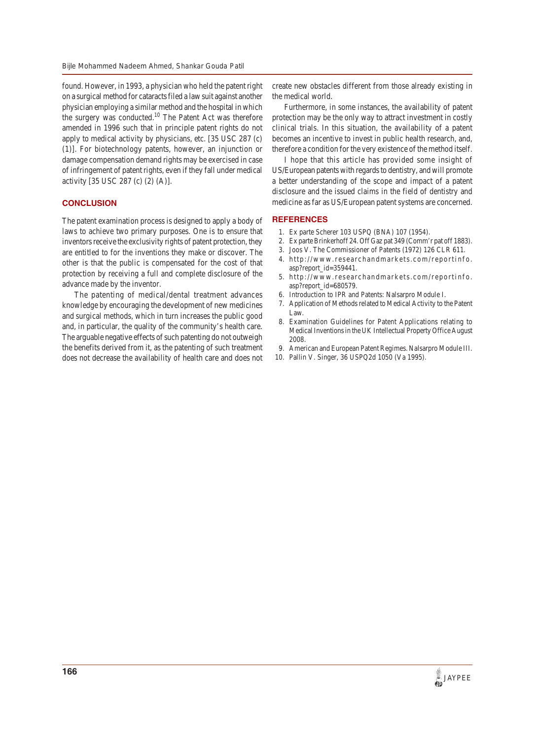found. However, in 1993, a physician who held the patent right on a surgical method for cataracts filed a law suit against another physician employing a similar method and the hospital in which the surgery was conducted.[10] The Patent Act was therefore amended in 1996 such that in principle patent rights do not apply to medical activity by physicians, etc. [35 USC 287 (c) (1)]. For biotechnology patents, however, an injunction or damage compensation demand rights may be exercised in case of infringement of patent rights, even if they fall under medical activity [35 USC 287 (c) (2) (A)].

## CONCLUSION

The patent examination process is designed to apply a body of laws to achieve two primary purposes. One is to ensure that inventors receive the exclusivity rights of patent protection, they are entitled to for the inventions they make or discover. The other is that the public is compensated for the cost of that protection by receiving a full and complete disclosure of the advance made by the inventor.

The patenting of medical/dental treatment advances knowledge by encouraging the development of new medicines and surgical methods, which in turn increases the public good and, in particular, the quality of the community's health care. The arguable negative effects of such patenting do not outweigh the benefits derived from it, as the patenting of such treatment does not decrease the availability of health care and does not create new obstacles different from those already existing in the medical world.

Furthermore, in some instances, the availability of patent protection may be the only way to attract investment in costly clinical trials. In this situation, the availability of a patent becomes an incentive to invest in public health research, and, therefore a condition for the very existence of the method itself.

I hope that this article has provided some insight of US/European patents with regards to dentistry, and will promote a better understanding of the scope and impact of a patent disclosure and the issued claims in the field of dentistry and medicine as far as US/European patent systems are concerned.

## REFERENCES

1. Ex parte Scherer 103 USPQ (BNA) 107 (1954).
2. Ex parte Brinkerhoff 24. Off Gaz pat 349 (Comm'r pat off 1883).
3. Joos V. The Commissioner of Patents (1972) 126 CLR 611.
4. http://www.researchandmarkets.com/reportinfo.asp?report_id=359441.
5. http://www.researchandmarkets.com/reportinfo.asp?report_id=680579.
6. Introduction to IPR and Patents: Nalsarpro Module I.
7. Application of Methods related to Medical Activity to the Patent Law.
8. Examination Guidelines for Patent Applications relating to Medical Inventions in the UK Intellectual Property Office August 2008.
9. American and European Patent Regimes. Nalsarpro Module III.
10. Pallin V. Singer, 36 USPQ2d 1050 (Va 1995).